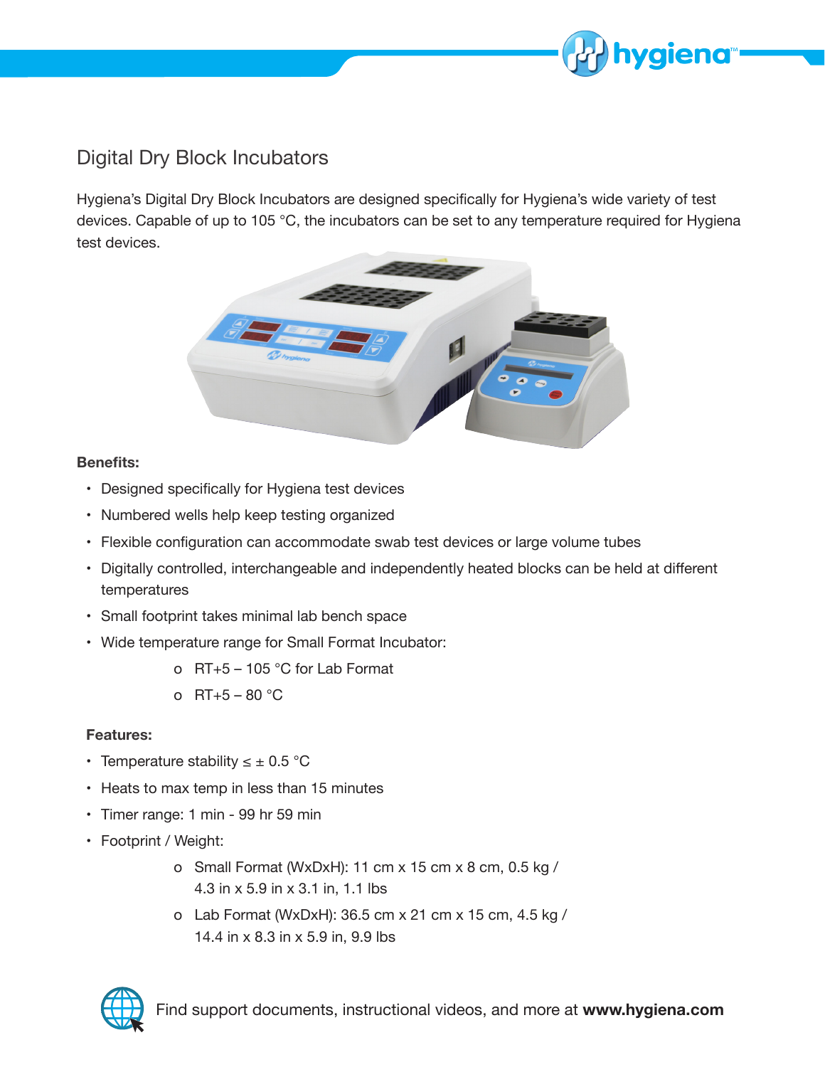# Digital Dry Block Incubators

Hygiena's Digital Dry Block Incubators are designed specifically for Hygiena's wide variety of test devices. Capable of up to 105 °C, the incubators can be set to any temperature required for Hygiena test devices.

**Benefits:**

- Designed specifically for Hygiena test devices
- Numbered wells help keep testing organized
- Flexible configuration can accommodate swab test devices or large volume tubes
- Digitally controlled, interchangeable and independently heated blocks can be held at different temperatures
- Small footprint takes minimal lab bench space
- Wide temperature range for Small Format Incubator:
  - RT+5 – 105 °C for Lab Format
  - RT+5 – 80 °C

**Features:**

- Temperature stability ≤ ± 0.5 °C
- Heats to max temp in less than 15 minutes
- Timer range: 1 min - 99 hr 59 min
- Footprint / Weight:
  - Small Format (WxDxH): 11 cm x 15 cm x 8 cm, 0.5 kg / 4.3 in x 5.9 in x 3.1 in, 1.1 lbs
  - Lab Format (WxDxH): 36.5 cm x 21 cm x 15 cm, 4.5 kg / 14.4 in x 8.3 in x 5.9 in, 9.9 lbs

Find support documents, instructional videos, and more at **www.hygiena.com**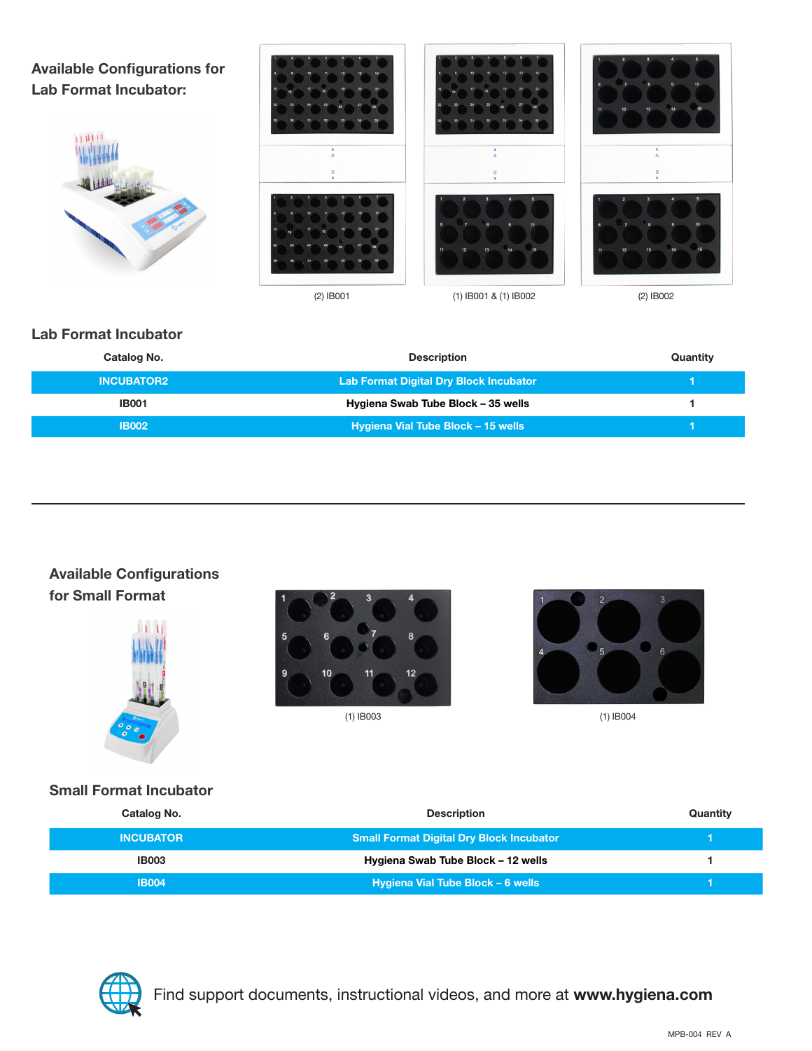## Available Configurations for Lab Format Incubator:

(2) IB001

(1) IB001 & (1) IB002

(2) IB002

## Lab Format Incubator

| Catalog No. | Description | Quantity |
|---|---|---|
| INCUBATOR2 | Lab Format Digital Dry Block Incubator | 1 |
| IB001 | Hygiena Swab Tube Block – 35 wells | 1 |
| IB002 | Hygiena Vial Tube Block – 15 wells | 1 |

---

## Available Configurations for Small Format

(1) IB003

(1) IB004

## Small Format Incubator

| Catalog No. | Description | Quantity |
|---|---|---|
| INCUBATOR | Small Format Digital Dry Block Incubator | 1 |
| IB003 | Hygiena Swab Tube Block – 12 wells | 1 |
| IB004 | Hygiena Vial Tube Block – 6 wells | 1 |

Find support documents, instructional videos, and more at **www.hygiena.com**

MPB-004 REV A